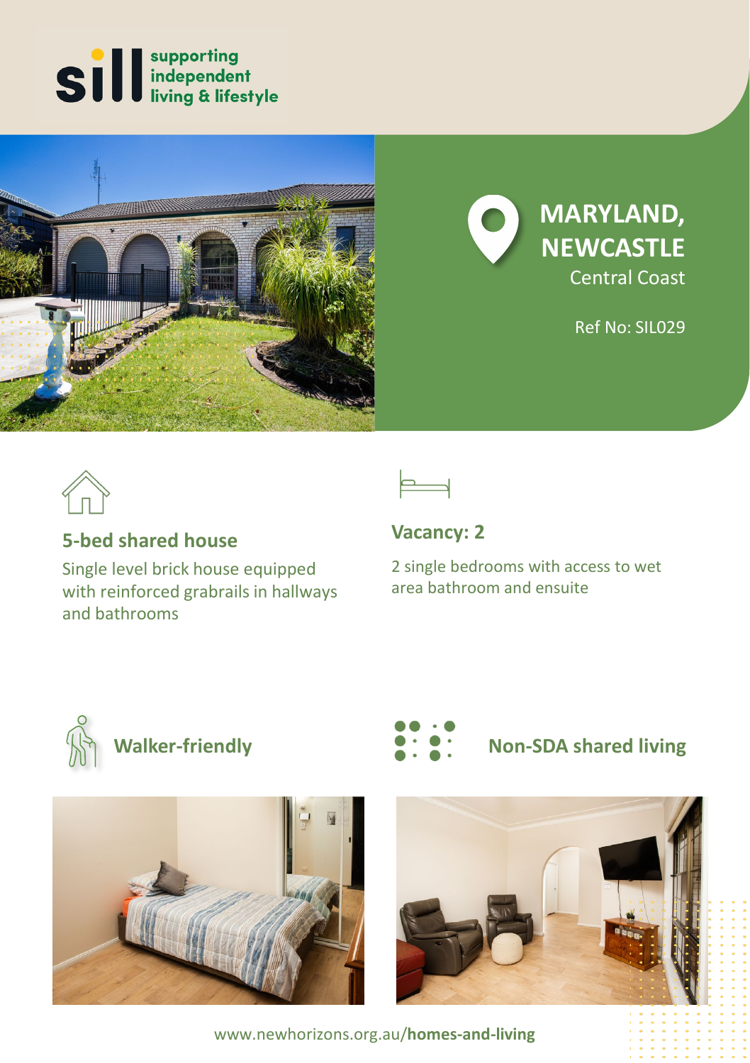**supporting independent living & lifestyle**

# MARYLAND, NEWCASTLE

Central Coast

Ref No: SIL029

## 5-bed shared house

Single level brick house equipped with reinforced grabrails in hallways and bathrooms

## Vacancy: 2

2 single bedrooms with access to wet area bathroom and ensuite

## Walker-friendly

## Non-SDA shared living

www.newhorizons.org.au/**homes-and-living**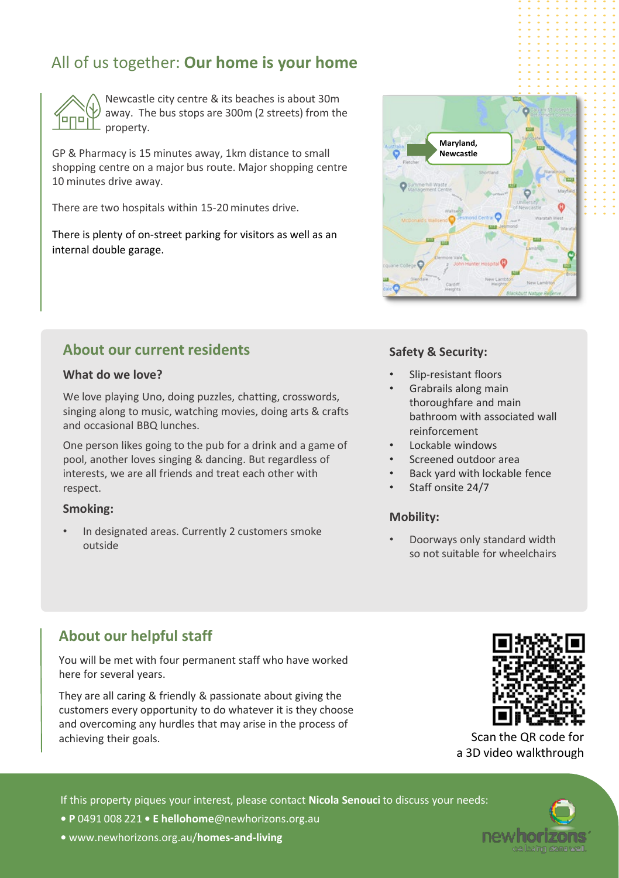# All of us together: **Our home is your home**

Newcastle city centre & its beaches is about 30m away. The bus stops are 300m (2 streets) from the property.

GP & Pharmacy is 15 minutes away, 1km distance to small shopping centre on a major bus route. Major shopping centre 10 minutes drive away.

There are two hospitals within 15-20 minutes drive.

There is plenty of on-street parking for visitors as well as an internal double garage.

Maryland, Newcastle

## About our current residents

### What do we love?

We love playing Uno, doing puzzles, chatting, crosswords, singing along to music, watching movies, doing arts & crafts and occasional BBQ lunches.

One person likes going to the pub for a drink and a game of pool, another loves singing & dancing. But regardless of interests, we are all friends and treat each other with respect.

### Smoking:

- In designated areas. Currently 2 customers smoke outside

### Safety & Security:

- Slip-resistant floors
- Grabrails along main thoroughfare and main bathroom with associated wall reinforcement
- Lockable windows
- Screened outdoor area
- Back yard with lockable fence
- Staff onsite 24/7

### Mobility:

- Doorways only standard width so not suitable for wheelchairs

## About our helpful staff

You will be met with four permanent staff who have worked here for several years.

They are all caring & friendly & passionate about giving the customers every opportunity to do whatever it is they choose and overcoming any hurdles that may arise in the process of achieving their goals.

Scan the QR code for a 3D video walkthrough

If this property piques your interest, please contact **Nicola Senouci** to discuss your needs:

- **P** 0491 008 221 • **E** **hellohome**@newhorizons.org.au
- www.newhorizons.org.au/**homes-and-living**